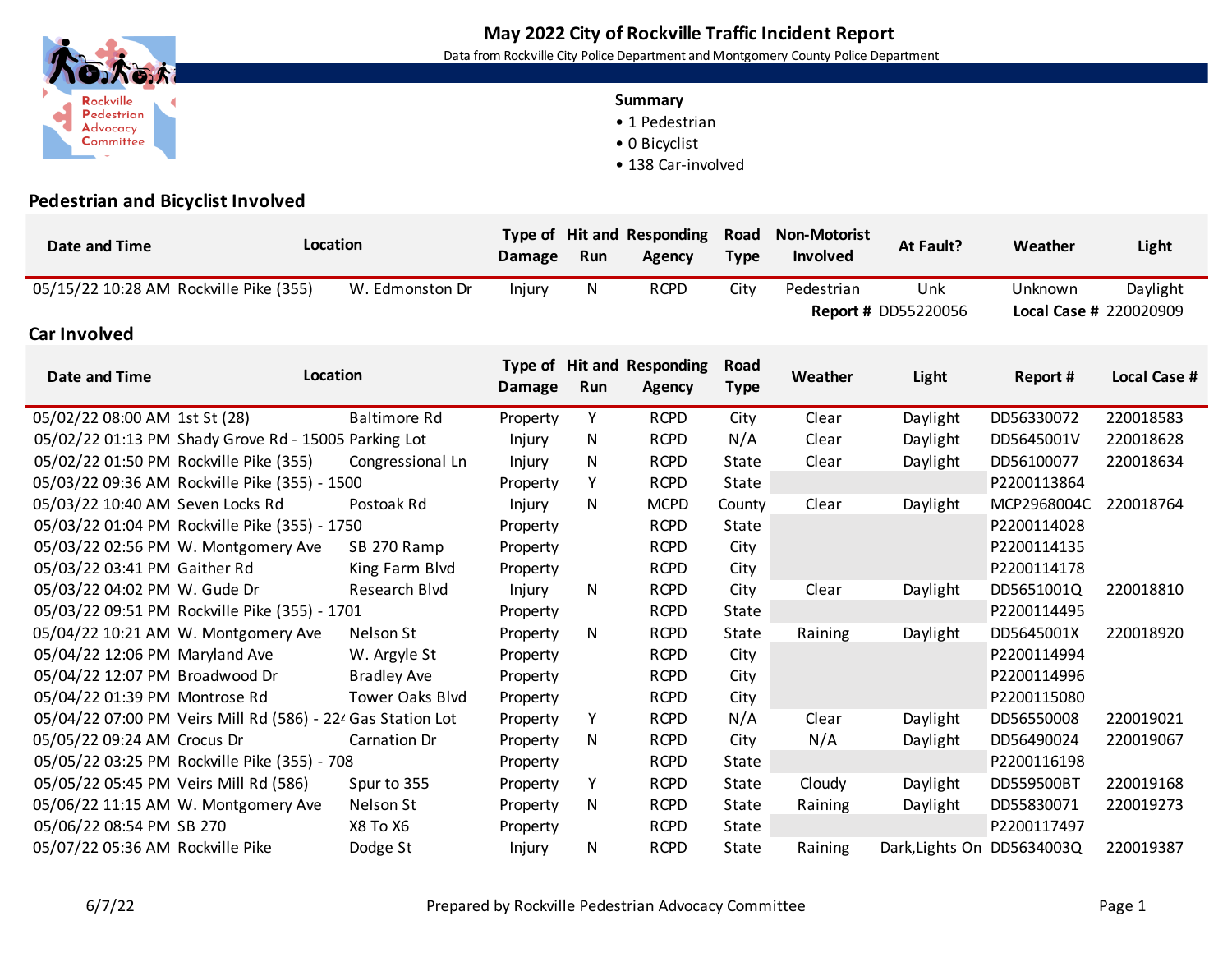# May 2022 City of Rockville Traffic Incident Report

Data from Rockville City Police Department and Montgomery County Police Department

Rockville Pedestrian Advocacy Committee

**Summary**

- 1 Pedestrian
- 0 Bicyclist
- 138 Car-involved

## Pedestrian and Bicyclist Involved

| Date and Time | Location | | Type of Damage | Hit and Run | Responding Agency | Road Type | Non-Motorist Involved | At Fault? | Weather | Light |
|---|---|---|---|---|---|---|---|---|---|---|
| 05/15/22 10:28 AM | Rockville Pike (355) | W. Edmonston Dr | Injury | N | RCPD | City | Pedestrian | Unk | Unknown | Daylight |
| | | | | | | | **Report #** | DD55220056 | **Local Case #** | 220020909 |

## Car Involved

| Date and Time | Location | | Type of Damage | Hit and Run | Responding Agency | Road Type | Weather | Light | Report # | Local Case # |
|---|---|---|---|---|---|---|---|---|---|---|
| 05/02/22 08:00 AM | 1st St (28) | Baltimore Rd | Property | Y | RCPD | City | Clear | Daylight | DD56330072 | 220018583 |
| 05/02/22 01:13 PM | Shady Grove Rd - 15005 | Parking Lot | Injury | N | RCPD | N/A | Clear | Daylight | DD5645001V | 220018628 |
| 05/02/22 01:50 PM | Rockville Pike (355) | Congressional Ln | Injury | N | RCPD | State | Clear | Daylight | DD56100077 | 220018634 |
| 05/03/22 09:36 AM | Rockville Pike (355) - 1500 | | Property | Y | RCPD | State | | | P2200113864 | |
| 05/03/22 10:40 AM | Seven Locks Rd | Postoak Rd | Injury | N | MCPD | County | Clear | Daylight | MCP2968004C | 220018764 |
| 05/03/22 01:04 PM | Rockville Pike (355) - 1750 | | Property | | RCPD | State | | | P2200114028 | |
| 05/03/22 02:56 PM | W. Montgomery Ave | SB 270 Ramp | Property | | RCPD | City | | | P2200114135 | |
| 05/03/22 03:41 PM | Gaither Rd | King Farm Blvd | Property | | RCPD | City | | | P2200114178 | |
| 05/03/22 04:02 PM | W. Gude Dr | Research Blvd | Injury | N | RCPD | City | Clear | Daylight | DD5651001Q | 220018810 |
| 05/03/22 09:51 PM | Rockville Pike (355) - 1701 | | Property | | RCPD | State | | | P2200114495 | |
| 05/04/22 10:21 AM | W. Montgomery Ave | Nelson St | Property | N | RCPD | State | Raining | Daylight | DD5645001X | 220018920 |
| 05/04/22 12:06 PM | Maryland Ave | W. Argyle St | Property | | RCPD | City | | | P2200114994 | |
| 05/04/22 12:07 PM | Broadwood Dr | Bradley Ave | Property | | RCPD | City | | | P2200114996 | |
| 05/04/22 01:39 PM | Montrose Rd | Tower Oaks Blvd | Property | | RCPD | City | | | P2200115080 | |
| 05/04/22 07:00 PM | Veirs Mill Rd (586) - 224 | Gas Station Lot | Property | Y | RCPD | N/A | Clear | Daylight | DD56550008 | 220019021 |
| 05/05/22 09:24 AM | Crocus Dr | Carnation Dr | Property | N | RCPD | City | N/A | Daylight | DD56490024 | 220019067 |
| 05/05/22 03:25 PM | Rockville Pike (355) - 708 | | Property | | RCPD | State | | | P2200116198 | |
| 05/05/22 05:45 PM | Veirs Mill Rd (586) | Spur to 355 | Property | Y | RCPD | State | Cloudy | Daylight | DD559500BT | 220019168 |
| 05/06/22 11:15 AM | W. Montgomery Ave | Nelson St | Property | N | RCPD | State | Raining | Daylight | DD55830071 | 220019273 |
| 05/06/22 08:54 PM | SB 270 | X8 To X6 | Property | | RCPD | State | | | P2200117497 | |
| 05/07/22 05:36 AM | Rockville Pike | Dodge St | Injury | N | RCPD | State | Raining | Dark,Lights On | DD5634003Q | 220019387 |

6/7/22 — Prepared by Rockville Pedestrian Advocacy Committee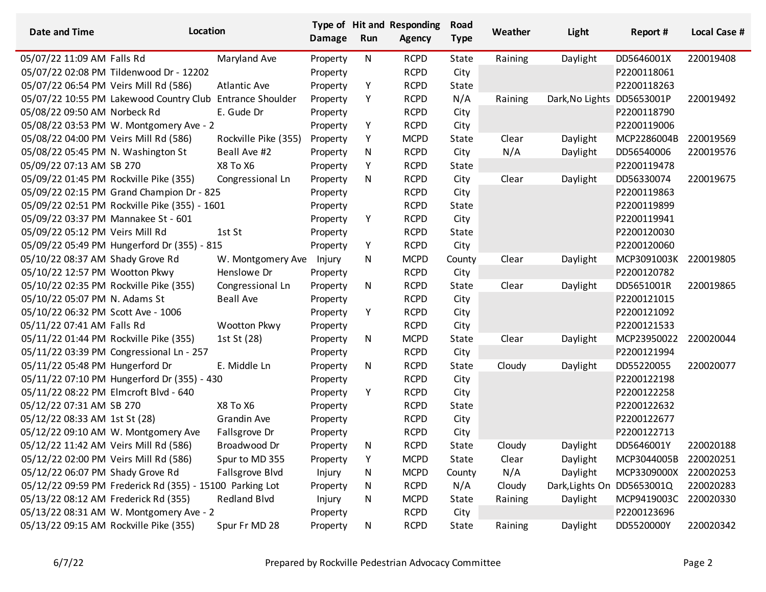| Date and Time | Location | | Type of Damage | Hit and Run | Responding Agency | Road Type | Weather | Light | Report # | Local Case # |
|---|---|---|---|---|---|---|---|---|---|---|
| 05/07/22 11:09 AM | Falls Rd | Maryland Ave | Property | N | RCPD | State | Raining | Daylight | DD5646001X | 220019408 |
| 05/07/22 02:08 PM | Tildenwood Dr - 12202 | | Property | | RCPD | City | | | P2200118061 | |
| 05/07/22 06:54 PM | Veirs Mill Rd (586) | Atlantic Ave | Property | Y | RCPD | State | | | P2200118263 | |
| 05/07/22 10:55 PM | Lakewood Country Club | Entrance Shoulder | Property | Y | RCPD | N/A | Raining | Dark,No Lights | DD5653001P | 220019492 |
| 05/08/22 09:50 AM | Norbeck Rd | E. Gude Dr | Property | | RCPD | City | | | P2200118790 | |
| 05/08/22 03:53 PM | W. Montgomery Ave - 2 | | Property | Y | RCPD | City | | | P2200119006 | |
| 05/08/22 04:00 PM | Veirs Mill Rd (586) | Rockville Pike (355) | Property | Y | MCPD | State | Clear | Daylight | MCP2286004B | 220019569 |
| 05/08/22 05:45 PM | N. Washington St | Beall Ave #2 | Property | N | RCPD | City | N/A | Daylight | DD56540006 | 220019576 |
| 05/09/22 07:13 AM | SB 270 | X8 To X6 | Property | Y | RCPD | State | | | P2200119478 | |
| 05/09/22 01:45 PM | Rockville Pike (355) | Congressional Ln | Property | N | RCPD | City | Clear | Daylight | DD56330074 | 220019675 |
| 05/09/22 02:15 PM | Grand Champion Dr - 825 | | Property | | RCPD | City | | | P2200119863 | |
| 05/09/22 02:51 PM | Rockville Pike (355) - 1601 | | Property | | RCPD | State | | | P2200119899 | |
| 05/09/22 03:37 PM | Mannakee St - 601 | | Property | Y | RCPD | City | | | P2200119941 | |
| 05/09/22 05:12 PM | Veirs Mill Rd | 1st St | Property | | RCPD | State | | | P2200120030 | |
| 05/09/22 05:49 PM | Hungerford Dr (355) - 815 | | Property | Y | RCPD | City | | | P2200120060 | |
| 05/10/22 08:37 AM | Shady Grove Rd | W. Montgomery Ave | Injury | N | MCPD | County | Clear | Daylight | MCP3091003K | 220019805 |
| 05/10/22 12:57 PM | Wootton Pkwy | Henslowe Dr | Property | | RCPD | City | | | P2200120782 | |
| 05/10/22 02:35 PM | Rockville Pike (355) | Congressional Ln | Property | N | RCPD | State | Clear | Daylight | DD5651001R | 220019865 |
| 05/10/22 05:07 PM | N. Adams St | Beall Ave | Property | | RCPD | City | | | P2200121015 | |
| 05/10/22 06:32 PM | Scott Ave - 1006 | | Property | Y | RCPD | City | | | P2200121092 | |
| 05/11/22 07:41 AM | Falls Rd | Wootton Pkwy | Property | | RCPD | City | | | P2200121533 | |
| 05/11/22 01:44 PM | Rockville Pike (355) | 1st St (28) | Property | N | MCPD | State | Clear | Daylight | MCP23950022 | 220020044 |
| 05/11/22 03:39 PM | Congressional Ln - 257 | | Property | | RCPD | City | | | P2200121994 | |
| 05/11/22 05:48 PM | Hungerford Dr | E. Middle Ln | Property | N | RCPD | State | Cloudy | Daylight | DD55220055 | 220020077 |
| 05/11/22 07:10 PM | Hungerford Dr (355) - 430 | | Property | | RCPD | City | | | P2200122198 | |
| 05/11/22 08:22 PM | Elmcroft Blvd - 640 | | Property | Y | RCPD | City | | | P2200122258 | |
| 05/12/22 07:31 AM | SB 270 | X8 To X6 | Property | | RCPD | State | | | P2200122632 | |
| 05/12/22 08:33 AM | 1st St (28) | Grandin Ave | Property | | RCPD | City | | | P2200122677 | |
| 05/12/22 09:10 AM | W. Montgomery Ave | Fallsgrove Dr | Property | | RCPD | City | | | P2200122713 | |
| 05/12/22 11:42 AM | Veirs Mill Rd (586) | Broadwood Dr | Property | N | RCPD | State | Cloudy | Daylight | DD5646001Y | 220020188 |
| 05/12/22 02:00 PM | Veirs Mill Rd (586) | Spur to MD 355 | Property | Y | MCPD | State | Clear | Daylight | MCP3044005B | 220020251 |
| 05/12/22 06:07 PM | Shady Grove Rd | Fallsgrove Blvd | Injury | N | MCPD | County | N/A | Daylight | MCP3309000X | 220020253 |
| 05/12/22 09:59 PM | Frederick Rd (355) - 15100 | Parking Lot | Property | N | RCPD | N/A | Cloudy | Dark,Lights On | DD5653001Q | 220020283 |
| 05/13/22 08:12 AM | Frederick Rd (355) | Redland Blvd | Injury | N | MCPD | State | Raining | Daylight | MCP9419003C | 220020330 |
| 05/13/22 08:31 AM | W. Montgomery Ave - 2 | | Property | | RCPD | City | | | P2200123696 | |
| 05/13/22 09:15 AM | Rockville Pike (355) | Spur Fr MD 28 | Property | N | RCPD | State | Raining | Daylight | DD5520000Y | 220020342 |

6/7/22 Prepared by Rockville Pedestrian Advocacy Committee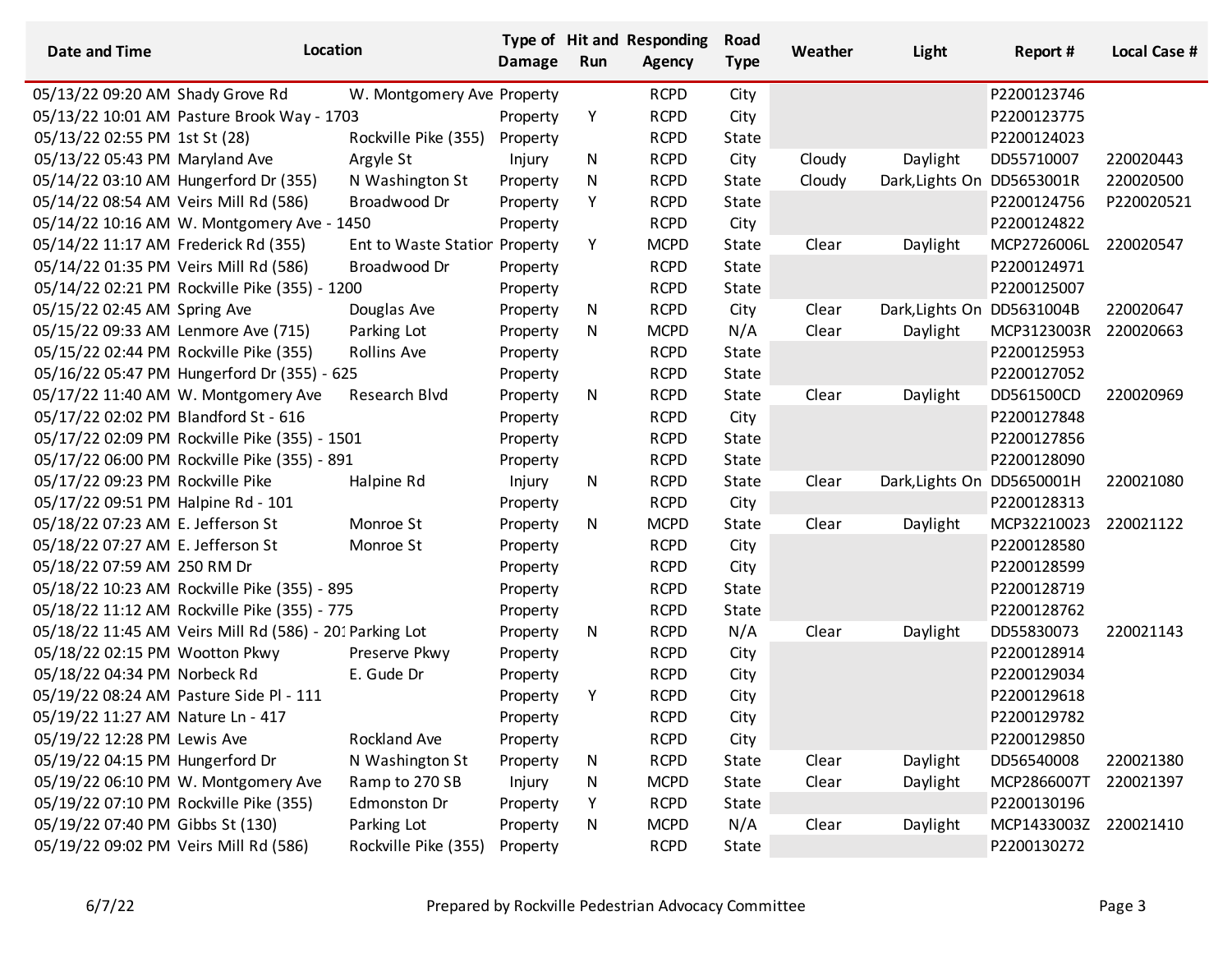| Date and Time | Location | | Type of Damage | Hit and Run | Responding Agency | Road Type | Weather | Light | Report # | Local Case # |
|---|---|---|---|---|---|---|---|---|---|---|
| 05/13/22 09:20 AM | Shady Grove Rd | W. Montgomery Ave | Property | | RCPD | City | | | P2200123746 | |
| 05/13/22 10:01 AM | Pasture Brook Way - 1703 | | Property | Y | RCPD | City | | | P2200123775 | |
| 05/13/22 02:55 PM | 1st St (28) | Rockville Pike (355) | Property | | RCPD | State | | | P2200124023 | |
| 05/13/22 05:43 PM | Maryland Ave | Argyle St | Injury | N | RCPD | City | Cloudy | Daylight | DD55710007 | 220020443 |
| 05/14/22 03:10 AM | Hungerford Dr (355) | N Washington St | Property | N | RCPD | State | Cloudy | Dark,Lights On | DD5653001R | 220020500 |
| 05/14/22 08:54 AM | Veirs Mill Rd (586) | Broadwood Dr | Property | Y | RCPD | State | | | P2200124756 | P220020521 |
| 05/14/22 10:16 AM | W. Montgomery Ave - 1450 | | Property | | RCPD | City | | | P2200124822 | |
| 05/14/22 11:17 AM | Frederick Rd (355) | Ent to Waste Statior | Property | Y | MCPD | State | Clear | Daylight | MCP2726006L | 220020547 |
| 05/14/22 01:35 PM | Veirs Mill Rd (586) | Broadwood Dr | Property | | RCPD | State | | | P2200124971 | |
| 05/14/22 02:21 PM | Rockville Pike (355) - 1200 | | Property | | RCPD | State | | | P2200125007 | |
| 05/15/22 02:45 AM | Spring Ave | Douglas Ave | Property | N | RCPD | City | Clear | Dark,Lights On | DD5631004B | 220020647 |
| 05/15/22 09:33 AM | Lenmore Ave (715) | Parking Lot | Property | N | MCPD | N/A | Clear | Daylight | MCP3123003R | 220020663 |
| 05/15/22 02:44 PM | Rockville Pike (355) | Rollins Ave | Property | | RCPD | State | | | P2200125953 | |
| 05/16/22 05:47 PM | Hungerford Dr (355) - 625 | | Property | | RCPD | State | | | P2200127052 | |
| 05/17/22 11:40 AM | W. Montgomery Ave | Research Blvd | Property | N | RCPD | State | Clear | Daylight | DD561500CD | 220020969 |
| 05/17/22 02:02 PM | Blandford St - 616 | | Property | | RCPD | City | | | P2200127848 | |
| 05/17/22 02:09 PM | Rockville Pike (355) - 1501 | | Property | | RCPD | State | | | P2200127856 | |
| 05/17/22 06:00 PM | Rockville Pike (355) - 891 | | Property | | RCPD | State | | | P2200128090 | |
| 05/17/22 09:23 PM | Rockville Pike | Halpine Rd | Injury | N | RCPD | State | Clear | Dark,Lights On | DD5650001H | 220021080 |
| 05/17/22 09:51 PM | Halpine Rd - 101 | | Property | | RCPD | City | | | P2200128313 | |
| 05/18/22 07:23 AM | E. Jefferson St | Monroe St | Property | N | MCPD | State | Clear | Daylight | MCP32210023 | 220021122 |
| 05/18/22 07:27 AM | E. Jefferson St | Monroe St | Property | | RCPD | City | | | P2200128580 | |
| 05/18/22 07:59 AM | 250 RM Dr | | Property | | RCPD | City | | | P2200128599 | |
| 05/18/22 10:23 AM | Rockville Pike (355) - 895 | | Property | | RCPD | State | | | P2200128719 | |
| 05/18/22 11:12 AM | Rockville Pike (355) - 775 | | Property | | RCPD | State | | | P2200128762 | |
| 05/18/22 11:45 AM | Veirs Mill Rd (586) - 201 | Parking Lot | Property | N | RCPD | N/A | Clear | Daylight | DD55830073 | 220021143 |
| 05/18/22 02:15 PM | Wootton Pkwy | Preserve Pkwy | Property | | RCPD | City | | | P2200128914 | |
| 05/18/22 04:34 PM | Norbeck Rd | E. Gude Dr | Property | | RCPD | City | | | P2200129034 | |
| 05/19/22 08:24 AM | Pasture Side Pl - 111 | | Property | Y | RCPD | City | | | P2200129618 | |
| 05/19/22 11:27 AM | Nature Ln - 417 | | Property | | RCPD | City | | | P2200129782 | |
| 05/19/22 12:28 PM | Lewis Ave | Rockland Ave | Property | | RCPD | City | | | P2200129850 | |
| 05/19/22 04:15 PM | Hungerford Dr | N Washington St | Property | N | RCPD | State | Clear | Daylight | DD56540008 | 220021380 |
| 05/19/22 06:10 PM | W. Montgomery Ave | Ramp to 270 SB | Injury | N | MCPD | State | Clear | Daylight | MCP2866007T | 220021397 |
| 05/19/22 07:10 PM | Rockville Pike (355) | Edmonston Dr | Property | Y | RCPD | State | | | P2200130196 | |
| 05/19/22 07:40 PM | Gibbs St (130) | Parking Lot | Property | N | MCPD | N/A | Clear | Daylight | MCP1433003Z | 220021410 |
| 05/19/22 09:02 PM | Veirs Mill Rd (586) | Rockville Pike (355) | Property | | RCPD | State | | | P2200130272 | |

6/7/22 Prepared by Rockville Pedestrian Advocacy Committee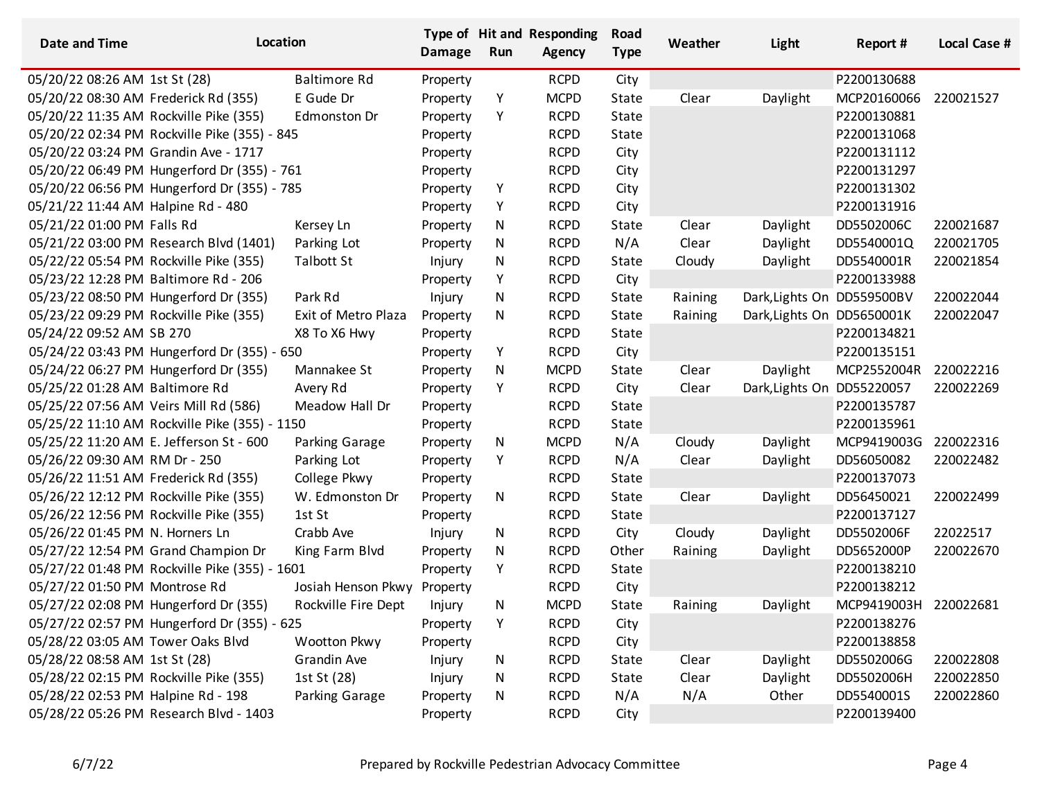| Date and Time | Location | | Type of Damage | Hit and Run | Responding Agency | Road Type | Weather | Light | Report # | Local Case # |
|---|---|---|---|---|---|---|---|---|---|---|
| 05/20/22 08:26 AM | 1st St (28) | Baltimore Rd | Property | | RCPD | City | | | P2200130688 | |
| 05/20/22 08:30 AM | Frederick Rd (355) | E Gude Dr | Property | Y | MCPD | State | Clear | Daylight | MCP20160066 | 220021527 |
| 05/20/22 11:35 AM | Rockville Pike (355) | Edmonston Dr | Property | Y | RCPD | State | | | P2200130881 | |
| 05/20/22 02:34 PM | Rockville Pike (355) - 845 | | Property | | RCPD | State | | | P2200131068 | |
| 05/20/22 03:24 PM | Grandin Ave - 1717 | | Property | | RCPD | City | | | P2200131112 | |
| 05/20/22 06:49 PM | Hungerford Dr (355) - 761 | | Property | | RCPD | City | | | P2200131297 | |
| 05/20/22 06:56 PM | Hungerford Dr (355) - 785 | | Property | Y | RCPD | City | | | P2200131302 | |
| 05/21/22 11:44 AM | Halpine Rd - 480 | | Property | Y | RCPD | City | | | P2200131916 | |
| 05/21/22 01:00 PM | Falls Rd | Kersey Ln | Property | N | RCPD | State | Clear | Daylight | DD5502006C | 220021687 |
| 05/21/22 03:00 PM | Research Blvd (1401) | Parking Lot | Property | N | RCPD | N/A | Clear | Daylight | DD5540001Q | 220021705 |
| 05/22/22 05:54 PM | Rockville Pike (355) | Talbott St | Injury | N | RCPD | State | Cloudy | Daylight | DD5540001R | 220021854 |
| 05/23/22 12:28 PM | Baltimore Rd - 206 | | Property | Y | RCPD | City | | | P2200133988 | |
| 05/23/22 08:50 PM | Hungerford Dr (355) | Park Rd | Injury | N | RCPD | State | Raining | Dark,Lights On | DD559500BV | 220022044 |
| 05/23/22 09:29 PM | Rockville Pike (355) | Exit of Metro Plaza | Property | N | RCPD | State | Raining | Dark,Lights On | DD5650001K | 220022047 |
| 05/24/22 09:52 AM | SB 270 | X8 To X6 Hwy | Property | | RCPD | State | | | P2200134821 | |
| 05/24/22 03:43 PM | Hungerford Dr (355) - 650 | | Property | Y | RCPD | City | | | P2200135151 | |
| 05/24/22 06:27 PM | Hungerford Dr (355) | Mannakee St | Property | N | MCPD | State | Clear | Daylight | MCP2552004R | 220022216 |
| 05/25/22 01:28 AM | Baltimore Rd | Avery Rd | Property | Y | RCPD | City | Clear | Dark,Lights On | DD55220057 | 220022269 |
| 05/25/22 07:56 AM | Veirs Mill Rd (586) | Meadow Hall Dr | Property | | RCPD | State | | | P2200135787 | |
| 05/25/22 11:10 AM | Rockville Pike (355) - 1150 | | Property | | RCPD | State | | | P2200135961 | |
| 05/25/22 11:20 AM | E. Jefferson St - 600 | Parking Garage | Property | N | MCPD | N/A | Cloudy | Daylight | MCP9419003G | 220022316 |
| 05/26/22 09:30 AM | RM Dr - 250 | Parking Lot | Property | Y | RCPD | N/A | Clear | Daylight | DD56050082 | 220022482 |
| 05/26/22 11:51 AM | Frederick Rd (355) | College Pkwy | Property | | RCPD | State | | | P2200137073 | |
| 05/26/22 12:12 PM | Rockville Pike (355) | W. Edmonston Dr | Property | N | RCPD | State | Clear | Daylight | DD56450021 | 220022499 |
| 05/26/22 12:56 PM | Rockville Pike (355) | 1st St | Property | | RCPD | State | | | P2200137127 | |
| 05/26/22 01:45 PM | N. Horners Ln | Crabb Ave | Injury | N | RCPD | City | Cloudy | Daylight | DD5502006F | 22022517 |
| 05/27/22 12:54 PM | Grand Champion Dr | King Farm Blvd | Property | N | RCPD | Other | Raining | Daylight | DD5652000P | 220022670 |
| 05/27/22 01:48 PM | Rockville Pike (355) - 1601 | | Property | Y | RCPD | State | | | P2200138210 | |
| 05/27/22 01:50 PM | Montrose Rd | Josiah Henson Pkwy | Property | | RCPD | City | | | P2200138212 | |
| 05/27/22 02:08 PM | Hungerford Dr (355) | Rockville Fire Dept | Injury | N | MCPD | State | Raining | Daylight | MCP9419003H | 220022681 |
| 05/27/22 02:57 PM | Hungerford Dr (355) - 625 | | Property | Y | RCPD | City | | | P2200138276 | |
| 05/28/22 03:05 AM | Tower Oaks Blvd | Wootton Pkwy | Property | | RCPD | City | | | P2200138858 | |
| 05/28/22 08:58 AM | 1st St (28) | Grandin Ave | Injury | N | RCPD | State | Clear | Daylight | DD5502006G | 220022808 |
| 05/28/22 02:15 PM | Rockville Pike (355) | 1st St (28) | Injury | N | RCPD | State | Clear | Daylight | DD5502006H | 220022850 |
| 05/28/22 02:53 PM | Halpine Rd - 198 | Parking Garage | Property | N | RCPD | N/A | N/A | Other | DD5540001S | 220022860 |
| 05/28/22 05:26 PM | Research Blvd - 1403 | | Property | | RCPD | City | | | P2200139400 | |

6/7/22 Prepared by Rockville Pedestrian Advocacy Committee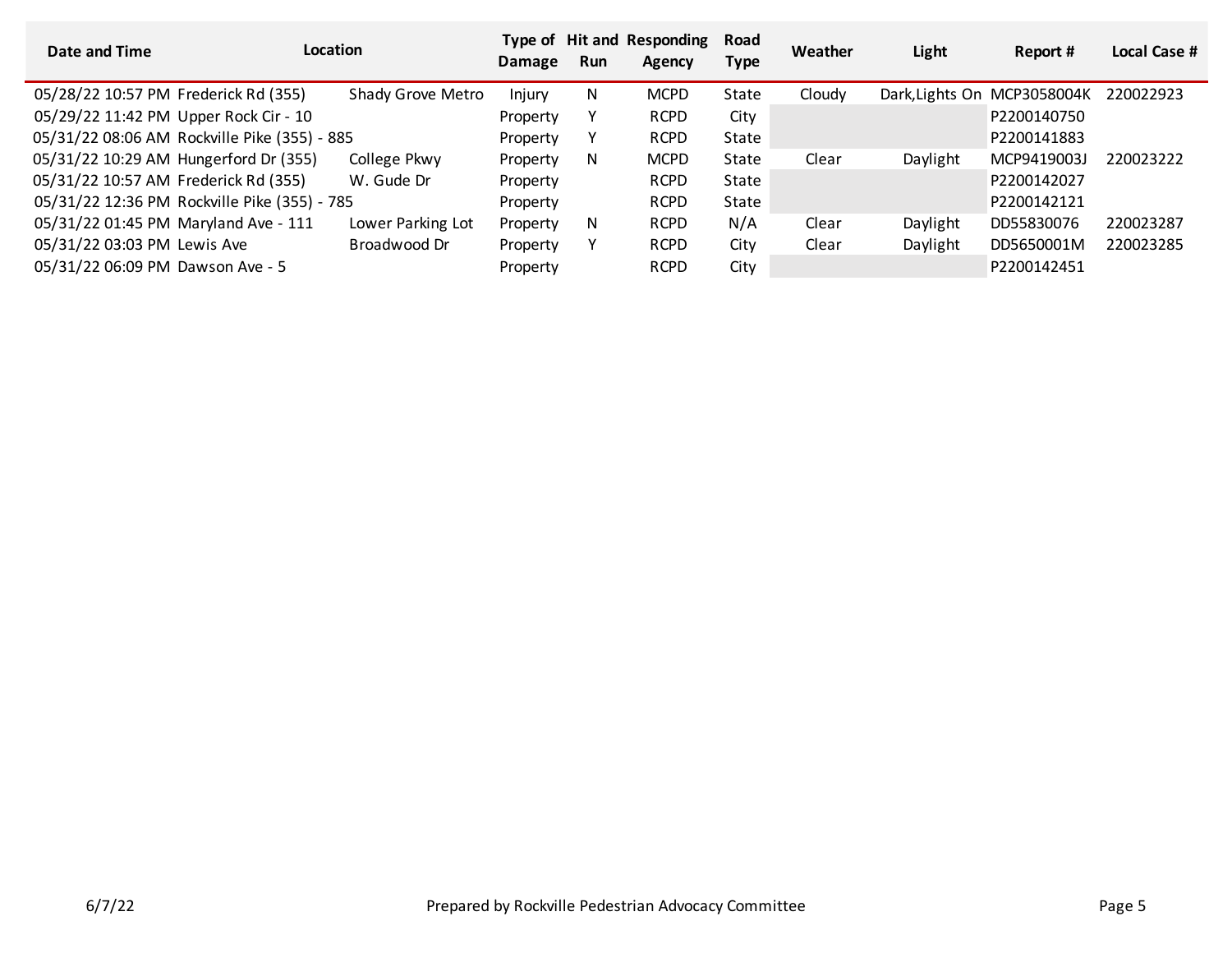| Date and Time | Location | | Type of Damage | Hit and Run | Responding Agency | Road Type | Weather | Light | Report # | Local Case # |
|---|---|---|---|---|---|---|---|---|---|---|
| 05/28/22 10:57 PM | Frederick Rd (355) | Shady Grove Metro | Injury | N | MCPD | State | Cloudy | Dark,Lights On | MCP3058004K | 220022923 |
| 05/29/22 11:42 PM | Upper Rock Cir - 10 | | Property | Y | RCPD | City | | | P2200140750 | |
| 05/31/22 08:06 AM | Rockville Pike (355) - 885 | | Property | Y | RCPD | State | | | P2200141883 | |
| 05/31/22 10:29 AM | Hungerford Dr (355) | College Pkwy | Property | N | MCPD | State | Clear | Daylight | MCP9419003J | 220023222 |
| 05/31/22 10:57 AM | Frederick Rd (355) | W. Gude Dr | Property | | RCPD | State | | | P2200142027 | |
| 05/31/22 12:36 PM | Rockville Pike (355) - 785 | | Property | | RCPD | State | | | P2200142121 | |
| 05/31/22 01:45 PM | Maryland Ave - 111 | Lower Parking Lot | Property | N | RCPD | N/A | Clear | Daylight | DD55830076 | 220023287 |
| 05/31/22 03:03 PM | Lewis Ave | Broadwood Dr | Property | Y | RCPD | City | Clear | Daylight | DD5650001M | 220023285 |
| 05/31/22 06:09 PM | Dawson Ave - 5 | | Property | | RCPD | City | | | P2200142451 | |

6/7/22 Prepared by Rockville Pedestrian Advocacy Committee